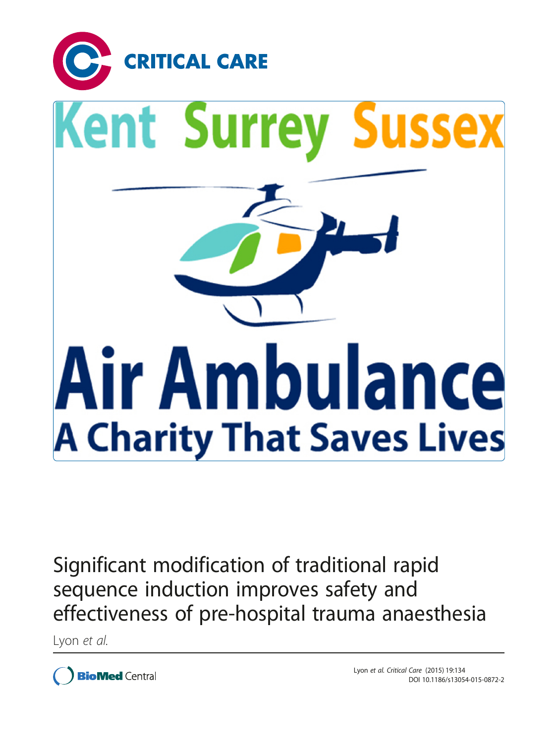CRITICAL CARE

Kent Surrey Sussex

Air Ambulance

A Charity That Saves Lives

# Significant modification of traditional rapid sequence induction improves safety and effectiveness of pre-hospital trauma anaesthesia

Lyon *et al.*

Lyon *et al. Critical Care* (2015) 19:134
DOI 10.1186/s13054-015-0872-2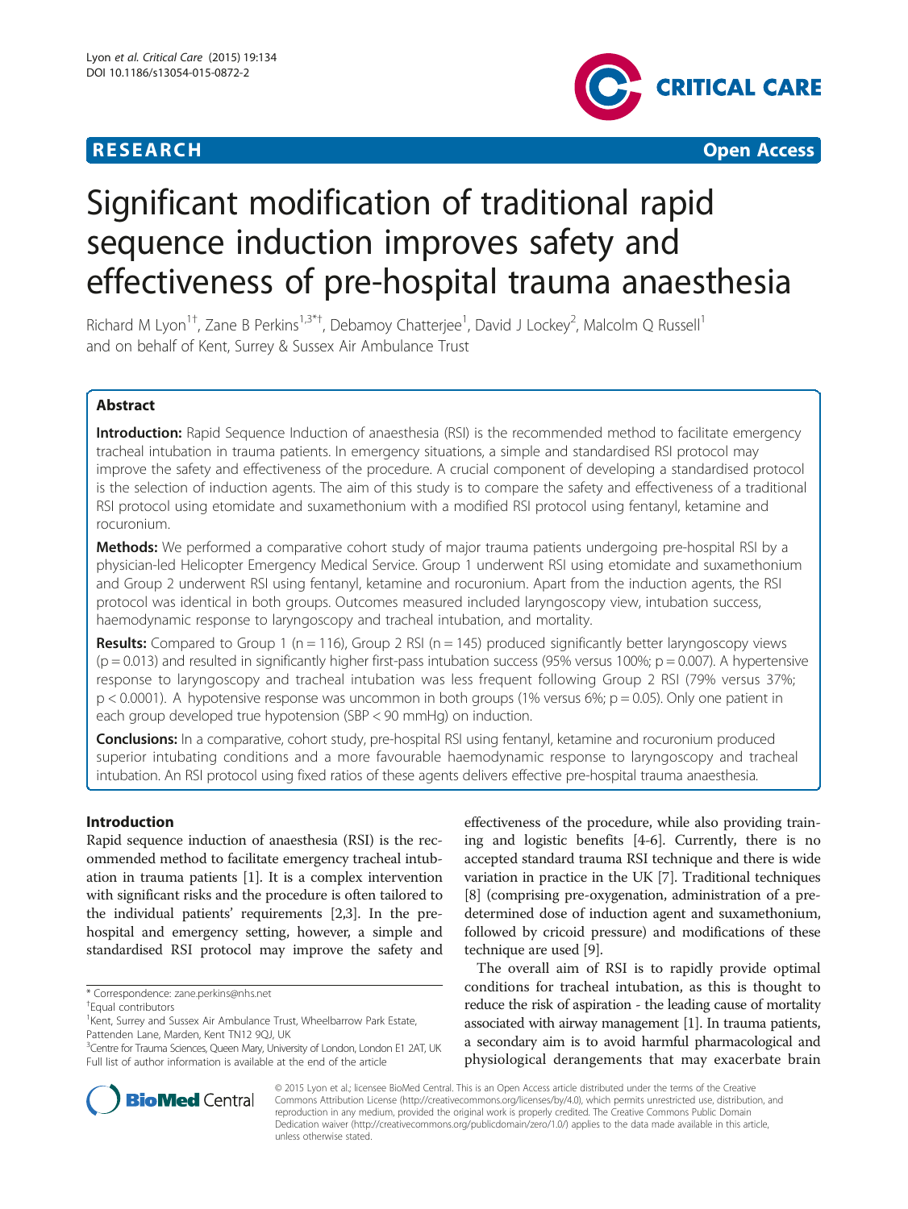# Significant modification of traditional rapid sequence induction improves safety and effectiveness of pre-hospital trauma anaesthesia

Richard M Lyon[1†], Zane B Perkins[1,3*†], Debamoy Chatterjee[1], David J Lockey[2], Malcolm Q Russell[1] and on behalf of Kent, Surrey & Sussex Air Ambulance Trust

## Abstract

**Introduction:** Rapid Sequence Induction of anaesthesia (RSI) is the recommended method to facilitate emergency tracheal intubation in trauma patients. In emergency situations, a simple and standardised RSI protocol may improve the safety and effectiveness of the procedure. A crucial component of developing a standardised protocol is the selection of induction agents. The aim of this study is to compare the safety and effectiveness of a traditional RSI protocol using etomidate and suxamethonium with a modified RSI protocol using fentanyl, ketamine and rocuronium.

**Methods:** We performed a comparative cohort study of major trauma patients undergoing pre-hospital RSI by a physician-led Helicopter Emergency Medical Service. Group 1 underwent RSI using etomidate and suxamethonium and Group 2 underwent RSI using fentanyl, ketamine and rocuronium. Apart from the induction agents, the RSI protocol was identical in both groups. Outcomes measured included laryngoscopy view, intubation success, haemodynamic response to laryngoscopy and tracheal intubation, and mortality.

**Results:** Compared to Group 1 (n = 116), Group 2 RSI (n = 145) produced significantly better laryngoscopy views (p = 0.013) and resulted in significantly higher first-pass intubation success (95% versus 100%; p = 0.007). A hypertensive response to laryngoscopy and tracheal intubation was less frequent following Group 2 RSI (79% versus 37%; p < 0.0001). A hypotensive response was uncommon in both groups (1% versus 6%; p = 0.05). Only one patient in each group developed true hypotension (SBP < 90 mmHg) on induction.

**Conclusions:** In a comparative, cohort study, pre-hospital RSI using fentanyl, ketamine and rocuronium produced superior intubating conditions and a more favourable haemodynamic response to laryngoscopy and tracheal intubation. An RSI protocol using fixed ratios of these agents delivers effective pre-hospital trauma anaesthesia.

## Introduction

Rapid sequence induction of anaesthesia (RSI) is the recommended method to facilitate emergency tracheal intubation in trauma patients [1]. It is a complex intervention with significant risks and the procedure is often tailored to the individual patients' requirements [2,3]. In the pre-hospital and emergency setting, however, a simple and standardised RSI protocol may improve the safety and effectiveness of the procedure, while also providing training and logistic benefits [4-6]. Currently, there is no accepted standard trauma RSI technique and there is wide variation in practice in the UK [7]. Traditional techniques [8] (comprising pre-oxygenation, administration of a pre-determined dose of induction agent and suxamethonium, followed by cricoid pressure) and modifications of these technique are used [9].

The overall aim of RSI is to rapidly provide optimal conditions for tracheal intubation, as this is thought to reduce the risk of aspiration - the leading cause of mortality associated with airway management [1]. In trauma patients, a secondary aim is to avoid harmful pharmacological and physiological derangements that may exacerbate brain

\* Correspondence: zane.perkins@nhs.net

†Equal contributors

[1]Kent, Surrey and Sussex Air Ambulance Trust, Wheelbarrow Park Estate, Pattenden Lane, Marden, Kent TN12 9QJ, UK

[3]Centre for Trauma Sciences, Queen Mary, University of London, London E1 2AT, UK

Full list of author information is available at the end of the article

© 2015 Lyon et al.; licensee BioMed Central. This is an Open Access article distributed under the terms of the Creative Commons Attribution License (http://creativecommons.org/licenses/by/4.0), which permits unrestricted use, distribution, and reproduction in any medium, provided the original work is properly credited. The Creative Commons Public Domain Dedication waiver (http://creativecommons.org/publicdomain/zero/1.0/) applies to the data made available in this article, unless otherwise stated.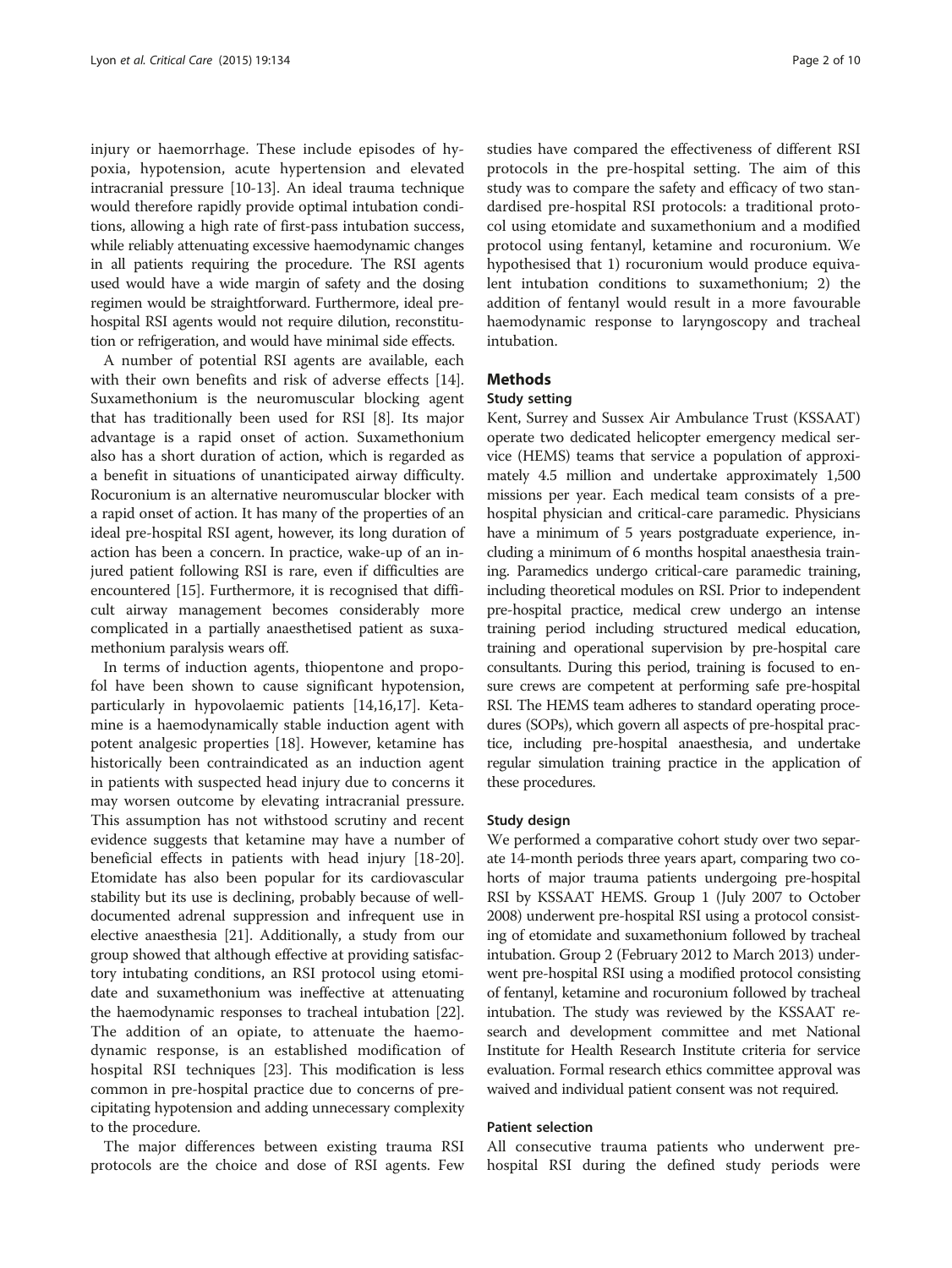injury or haemorrhage. These include episodes of hypoxia, hypotension, acute hypertension and elevated intracranial pressure [10-13]. An ideal trauma technique would therefore rapidly provide optimal intubation conditions, allowing a high rate of first-pass intubation success, while reliably attenuating excessive haemodynamic changes in all patients requiring the procedure. The RSI agents used would have a wide margin of safety and the dosing regimen would be straightforward. Furthermore, ideal pre-hospital RSI agents would not require dilution, reconstitution or refrigeration, and would have minimal side effects.

A number of potential RSI agents are available, each with their own benefits and risk of adverse effects [14]. Suxamethonium is the neuromuscular blocking agent that has traditionally been used for RSI [8]. Its major advantage is a rapid onset of action. Suxamethonium also has a short duration of action, which is regarded as a benefit in situations of unanticipated airway difficulty. Rocuronium is an alternative neuromuscular blocker with a rapid onset of action. It has many of the properties of an ideal pre-hospital RSI agent, however, its long duration of action has been a concern. In practice, wake-up of an injured patient following RSI is rare, even if difficulties are encountered [15]. Furthermore, it is recognised that difficult airway management becomes considerably more complicated in a partially anaesthetised patient as suxamethonium paralysis wears off.

In terms of induction agents, thiopentone and propofol have been shown to cause significant hypotension, particularly in hypovolaemic patients [14,16,17]. Ketamine is a haemodynamically stable induction agent with potent analgesic properties [18]. However, ketamine has historically been contraindicated as an induction agent in patients with suspected head injury due to concerns it may worsen outcome by elevating intracranial pressure. This assumption has not withstood scrutiny and recent evidence suggests that ketamine may have a number of beneficial effects in patients with head injury [18-20]. Etomidate has also been popular for its cardiovascular stability but its use is declining, probably because of well-documented adrenal suppression and infrequent use in elective anaesthesia [21]. Additionally, a study from our group showed that although effective at providing satisfactory intubating conditions, an RSI protocol using etomidate and suxamethonium was ineffective at attenuating the haemodynamic responses to tracheal intubation [22]. The addition of an opiate, to attenuate the haemodynamic response, is an established modification of hospital RSI techniques [23]. This modification is less common in pre-hospital practice due to concerns of precipitating hypotension and adding unnecessary complexity to the procedure.

The major differences between existing trauma RSI protocols are the choice and dose of RSI agents. Few studies have compared the effectiveness of different RSI protocols in the pre-hospital setting. The aim of this study was to compare the safety and efficacy of two standardised pre-hospital RSI protocols: a traditional protocol using etomidate and suxamethonium and a modified protocol using fentanyl, ketamine and rocuronium. We hypothesised that 1) rocuronium would produce equivalent intubation conditions to suxamethonium; 2) the addition of fentanyl would result in a more favourable haemodynamic response to laryngoscopy and tracheal intubation.

## Methods

### Study setting

Kent, Surrey and Sussex Air Ambulance Trust (KSSAAT) operate two dedicated helicopter emergency medical service (HEMS) teams that service a population of approximately 4.5 million and undertake approximately 1,500 missions per year. Each medical team consists of a pre-hospital physician and critical-care paramedic. Physicians have a minimum of 5 years postgraduate experience, including a minimum of 6 months hospital anaesthesia training. Paramedics undergo critical-care paramedic training, including theoretical modules on RSI. Prior to independent pre-hospital practice, medical crew undergo an intense training period including structured medical education, training and operational supervision by pre-hospital care consultants. During this period, training is focused to ensure crews are competent at performing safe pre-hospital RSI. The HEMS team adheres to standard operating procedures (SOPs), which govern all aspects of pre-hospital practice, including pre-hospital anaesthesia, and undertake regular simulation training practice in the application of these procedures.

### Study design

We performed a comparative cohort study over two separate 14-month periods three years apart, comparing two cohorts of major trauma patients undergoing pre-hospital RSI by KSSAAT HEMS. Group 1 (July 2007 to October 2008) underwent pre-hospital RSI using a protocol consisting of etomidate and suxamethonium followed by tracheal intubation. Group 2 (February 2012 to March 2013) underwent pre-hospital RSI using a modified protocol consisting of fentanyl, ketamine and rocuronium followed by tracheal intubation. The study was reviewed by the KSSAAT research and development committee and met National Institute for Health Research Institute criteria for service evaluation. Formal research ethics committee approval was waived and individual patient consent was not required.

### Patient selection

All consecutive trauma patients who underwent pre-hospital RSI during the defined study periods were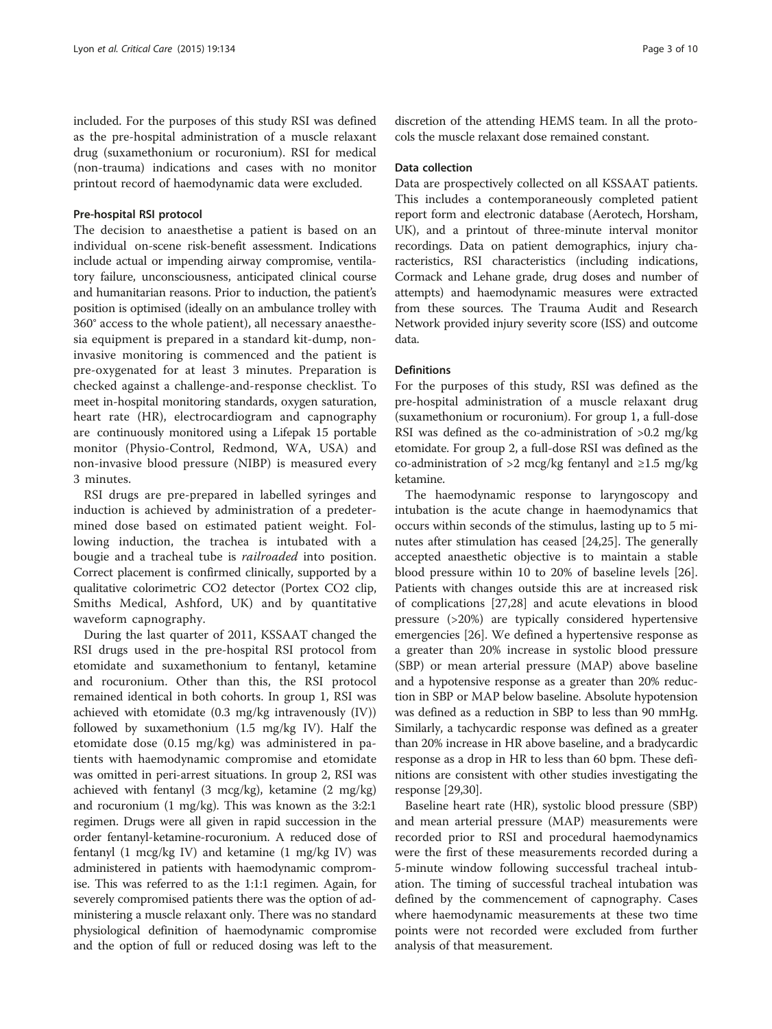included. For the purposes of this study RSI was defined as the pre-hospital administration of a muscle relaxant drug (suxamethonium or rocuronium). RSI for medical (non-trauma) indications and cases with no monitor printout record of haemodynamic data were excluded.

### Pre-hospital RSI protocol

The decision to anaesthetise a patient is based on an individual on-scene risk-benefit assessment. Indications include actual or impending airway compromise, ventilatory failure, unconsciousness, anticipated clinical course and humanitarian reasons. Prior to induction, the patient's position is optimised (ideally on an ambulance trolley with 360° access to the whole patient), all necessary anaesthesia equipment is prepared in a standard kit-dump, non-invasive monitoring is commenced and the patient is pre-oxygenated for at least 3 minutes. Preparation is checked against a challenge-and-response checklist. To meet in-hospital monitoring standards, oxygen saturation, heart rate (HR), electrocardiogram and capnography are continuously monitored using a Lifepak 15 portable monitor (Physio-Control, Redmond, WA, USA) and non-invasive blood pressure (NIBP) is measured every 3 minutes.

RSI drugs are pre-prepared in labelled syringes and induction is achieved by administration of a predetermined dose based on estimated patient weight. Following induction, the trachea is intubated with a bougie and a tracheal tube is *railroaded* into position. Correct placement is confirmed clinically, supported by a qualitative colorimetric $CO_2$ detector (Portex $CO_2$ clip, Smiths Medical, Ashford, UK) and by quantitative waveform capnography.

During the last quarter of 2011, KSSAAT changed the RSI drugs used in the pre-hospital RSI protocol from etomidate and suxamethonium to fentanyl, ketamine and rocuronium. Other than this, the RSI protocol remained identical in both cohorts. In group 1, RSI was achieved with etomidate (0.3 mg/kg intravenously (IV)) followed by suxamethonium (1.5 mg/kg IV). Half the etomidate dose (0.15 mg/kg) was administered in patients with haemodynamic compromise and etomidate was omitted in peri-arrest situations. In group 2, RSI was achieved with fentanyl (3 mcg/kg), ketamine (2 mg/kg) and rocuronium (1 mg/kg). This was known as the 3:2:1 regimen. Drugs were all given in rapid succession in the order fentanyl-ketamine-rocuronium. A reduced dose of fentanyl (1 mcg/kg IV) and ketamine (1 mg/kg IV) was administered in patients with haemodynamic compromise. This was referred to as the 1:1:1 regimen. Again, for severely compromised patients there was the option of administering a muscle relaxant only. There was no standard physiological definition of haemodynamic compromise and the option of full or reduced dosing was left to the discretion of the attending HEMS team. In all the protocols the muscle relaxant dose remained constant.

### Data collection

Data are prospectively collected on all KSSAAT patients. This includes a contemporaneously completed patient report form and electronic database (Aerotech, Horsham, UK), and a printout of three-minute interval monitor recordings. Data on patient demographics, injury characteristics, RSI characteristics (including indications, Cormack and Lehane grade, drug doses and number of attempts) and haemodynamic measures were extracted from these sources. The Trauma Audit and Research Network provided injury severity score (ISS) and outcome data.

### Definitions

For the purposes of this study, RSI was defined as the pre-hospital administration of a muscle relaxant drug (suxamethonium or rocuronium). For group 1, a full-dose RSI was defined as the co-administration of >0.2 mg/kg etomidate. For group 2, a full-dose RSI was defined as the co-administration of >2 mcg/kg fentanyl and ≥1.5 mg/kg ketamine.

The haemodynamic response to laryngoscopy and intubation is the acute change in haemodynamics that occurs within seconds of the stimulus, lasting up to 5 minutes after stimulation has ceased [24,25]. The generally accepted anaesthetic objective is to maintain a stable blood pressure within 10 to 20% of baseline levels [26]. Patients with changes outside this are at increased risk of complications [27,28] and acute elevations in blood pressure (>20%) are typically considered hypertensive emergencies [26]. We defined a hypertensive response as a greater than 20% increase in systolic blood pressure (SBP) or mean arterial pressure (MAP) above baseline and a hypotensive response as a greater than 20% reduction in SBP or MAP below baseline. Absolute hypotension was defined as a reduction in SBP to less than 90 mmHg. Similarly, a tachycardic response was defined as a greater than 20% increase in HR above baseline, and a bradycardic response as a drop in HR to less than 60 bpm. These definitions are consistent with other studies investigating the response [29,30].

Baseline heart rate (HR), systolic blood pressure (SBP) and mean arterial pressure (MAP) measurements were recorded prior to RSI and procedural haemodynamics were the first of these measurements recorded during a 5-minute window following successful tracheal intubation. The timing of successful tracheal intubation was defined by the commencement of capnography. Cases where haemodynamic measurements at these two time points were not recorded were excluded from further analysis of that measurement.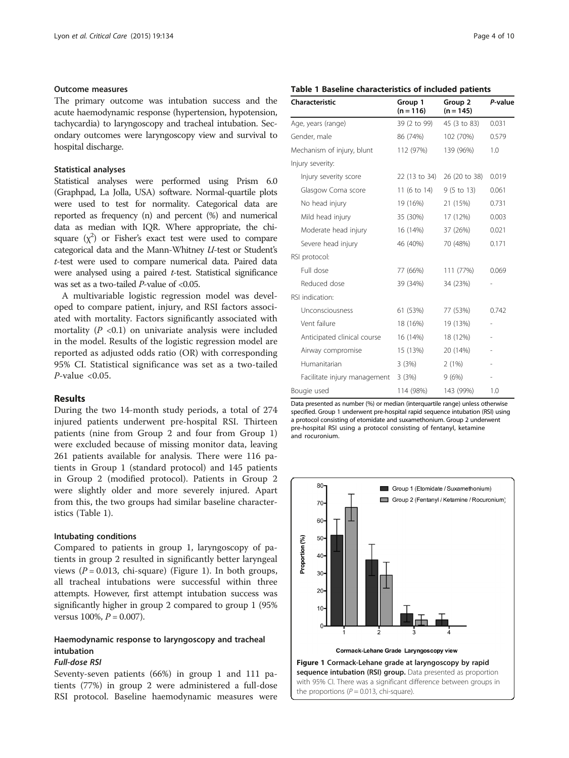### Outcome measures

The primary outcome was intubation success and the acute haemodynamic response (hypertension, hypotension, tachycardia) to laryngoscopy and tracheal intubation. Secondary outcomes were laryngoscopy view and survival to hospital discharge.

### Statistical analyses

Statistical analyses were performed using Prism 6.0 (Graphpad, La Jolla, USA) software. Normal-quartile plots were used to test for normality. Categorical data are reported as frequency (n) and percent (%) and numerical data as median with IQR. Where appropriate, the chi-square ($\chi^2$) or Fisher's exact test were used to compare categorical data and the Mann-Whitney *U*-test or Student's *t*-test were used to compare numerical data. Paired data were analysed using a paired *t*-test. Statistical significance was set as a two-tailed *P*-value of <0.05.

A multivariable logistic regression model was developed to compare patient, injury, and RSI factors associated with mortality. Factors significantly associated with mortality ($P$ <0.1) on univariate analysis were included in the model. Results of the logistic regression model are reported as adjusted odds ratio (OR) with corresponding 95% CI. Statistical significance was set as a two-tailed *P*-value <0.05.

## Results

During the two 14-month study periods, a total of 274 injured patients underwent pre-hospital RSI. Thirteen patients (nine from Group 2 and four from Group 1) were excluded because of missing monitor data, leaving 261 patients available for analysis. There were 116 patients in Group 1 (standard protocol) and 145 patients in Group 2 (modified protocol). Patients in Group 2 were slightly older and more severely injured. Apart from this, the two groups had similar baseline characteristics (Table 1).

### Intubating conditions

Compared to patients in group 1, laryngoscopy of patients in group 2 resulted in significantly better laryngeal views ($P$ = 0.013, chi-square) (Figure 1). In both groups, all tracheal intubations were successful within three attempts. However, first attempt intubation success was significantly higher in group 2 compared to group 1 (95% versus 100%, $P$ = 0.007).

### Haemodynamic response to laryngoscopy and tracheal intubation

#### *Full-dose RSI*

Seventy-seven patients (66%) in group 1 and 111 patients (77%) in group 2 were administered a full-dose RSI protocol. Baseline haemodynamic measures were

**Table 1 Baseline characteristics of included patients**

| Characteristic | Group 1 (n = 116) | Group 2 (n = 145) | *P*-value |
|---|---|---|---|
| Age, years (range) | 39 (2 to 99) | 45 (3 to 83) | 0.031 |
| Gender, male | 86 (74%) | 102 (70%) | 0.579 |
| Mechanism of injury, blunt | 112 (97%) | 139 (96%) | 1.0 |
| Injury severity: | | | |
| Injury severity score | 22 (13 to 34) | 26 (20 to 38) | 0.019 |
| Glasgow Coma score | 11 (6 to 14) | 9 (5 to 13) | 0.061 |
| No head injury | 19 (16%) | 21 (15%) | 0.731 |
| Mild head injury | 35 (30%) | 17 (12%) | 0.003 |
| Moderate head injury | 16 (14%) | 37 (26%) | 0.021 |
| Severe head injury | 46 (40%) | 70 (48%) | 0.171 |
| RSI protocol: | | | |
| Full dose | 77 (66%) | 111 (77%) | 0.069 |
| Reduced dose | 39 (34%) | 34 (23%) | - |
| RSI indication: | | | |
| Unconsciousness | 61 (53%) | 77 (53%) | 0.742 |
| Vent failure | 18 (16%) | 19 (13%) | - |
| Anticipated clinical course | 16 (14%) | 18 (12%) | - |
| Airway compromise | 15 (13%) | 20 (14%) | - |
| Humanitarian | 3 (3%) | 2 (1%) | - |
| Facilitate injury management | 3 (3%) | 9 (6%) | - |
| Bougie used | 114 (98%) | 143 (99%) | 1.0 |

Data presented as number (%) or median (interquartile range) unless otherwise specified. Group 1 underwent pre-hospital rapid sequence intubation (RSI) using a protocol consisting of etomidate and suxamethonium. Group 2 underwent pre-hospital RSI using a protocol consisting of fentanyl, ketamine and rocuronium.

**Figure 1 Cormack-Lehane grade at laryngoscopy by rapid sequence intubation (RSI) group.** Data presented as proportion with 95% CI. There was a significant difference between groups in the proportions ($P$ = 0.013, chi-square).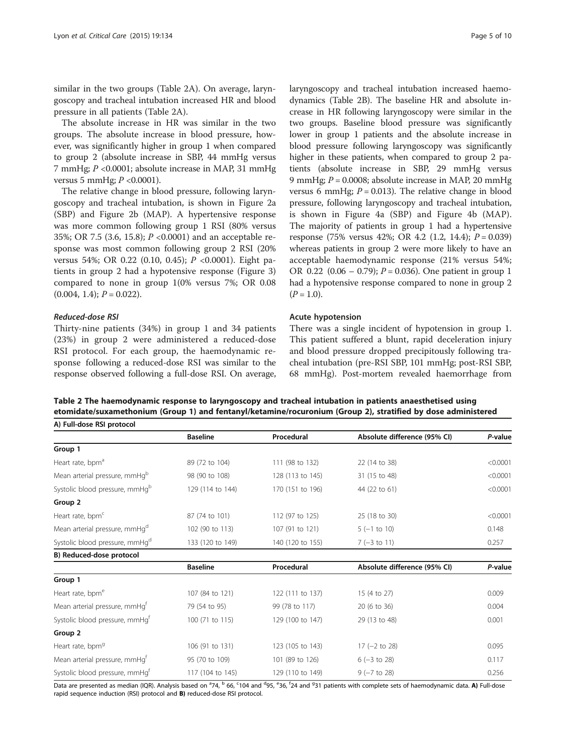similar in the two groups (Table 2A). On average, laryngoscopy and tracheal intubation increased HR and blood pressure in all patients (Table 2A).

The absolute increase in HR was similar in the two groups. The absolute increase in blood pressure, however, was significantly higher in group 1 when compared to group 2 (absolute increase in SBP, 44 mmHg versus 7 mmHg; $P$ <0.0001; absolute increase in MAP, 31 mmHg versus 5 mmHg; $P$ <0.0001).

The relative change in blood pressure, following laryngoscopy and tracheal intubation, is shown in Figure 2a (SBP) and Figure 2b (MAP). A hypertensive response was more common following group 1 RSI (80% versus 35%; OR 7.5 (3.6, 15.8); $P$ <0.0001) and an acceptable response was most common following group 2 RSI (20% versus 54%; OR 0.22 (0.10, 0.45); $P$ <0.0001). Eight patients in group 2 had a hypotensive response (Figure 3) compared to none in group 1(0% versus 7%; OR 0.08 (0.004, 1.4); $P$ = 0.022).

#### *Reduced-dose RSI*

Thirty-nine patients (34%) in group 1 and 34 patients (23%) in group 2 were administered a reduced-dose RSI protocol. For each group, the haemodynamic response following a reduced-dose RSI was similar to the response observed following a full-dose RSI. On average, laryngoscopy and tracheal intubation increased haemodynamics (Table 2B). The baseline HR and absolute increase in HR following laryngoscopy were similar in the two groups. Baseline blood pressure was significantly lower in group 1 patients and the absolute increase in blood pressure following laryngoscopy was significantly higher in these patients, when compared to group 2 patients (absolute increase in SBP, 29 mmHg versus 9 mmHg; $P$ = 0.0008; absolute increase in MAP, 20 mmHg versus 6 mmHg; $P$ = 0.013). The relative change in blood pressure, following laryngoscopy and tracheal intubation, is shown in Figure 4a (SBP) and Figure 4b (MAP). The majority of patients in group 1 had a hypertensive response (75% versus 42%; OR 4.2 (1.2, 14.4); $P$ = 0.039) whereas patients in group 2 were more likely to have an acceptable haemodynamic response (21% versus 54%; OR 0.22 (0.06 – 0.79); $P$ = 0.036). One patient in group 1 had a hypotensive response compared to none in group 2 ($P$ = 1.0).

#### Acute hypotension

There was a single incident of hypotension in group 1. This patient suffered a blunt, rapid deceleration injury and blood pressure dropped precipitously following tracheal intubation (pre-RSI SBP, 101 mmHg; post-RSI SBP, 68 mmHg). Post-mortem revealed haemorrhage from

**Table 2 The haemodynamic response to laryngoscopy and tracheal intubation in patients anaesthetised using etomidate/suxamethonium (Group 1) and fentanyl/ketamine/rocuronium (Group 2), stratified by dose administered**

| **A) Full-dose RSI protocol** | | | | |
|---|---|---|---|---|
| | **Baseline** | **Procedural** | **Absolute difference (95% CI)** | ***P*-value** |
| **Group 1** | | | | |
| Heart rate, bpm[a] | 89 (72 to 104) | 111 (98 to 132) | 22 (14 to 38) | <0.0001 |
| Mean arterial pressure, mmHg[b] | 98 (90 to 108) | 128 (113 to 145) | 31 (15 to 48) | <0.0001 |
| Systolic blood pressure, mmHg[b] | 129 (114 to 144) | 170 (151 to 196) | 44 (22 to 61) | <0.0001 |
| **Group 2** | | | | |
| Heart rate, bpm[c] | 87 (74 to 101) | 112 (97 to 125) | 25 (18 to 30) | <0.0001 |
| Mean arterial pressure, mmHg[d] | 102 (90 to 113) | 107 (91 to 121) | 5 (−1 to 10) | 0.148 |
| Systolic blood pressure, mmHg[d] | 133 (120 to 149) | 140 (120 to 155) | 7 (−3 to 11) | 0.257 |
| **B) Reduced-dose protocol** | | | | |
| | **Baseline** | **Procedural** | **Absolute difference (95% CI)** | ***P*-value** |
| **Group 1** | | | | |
| Heart rate, bpm[e] | 107 (84 to 121) | 122 (111 to 137) | 15 (4 to 27) | 0.009 |
| Mean arterial pressure, mmHg[f] | 79 (54 to 95) | 99 (78 to 117) | 20 (6 to 36) | 0.004 |
| Systolic blood pressure, mmHg[f] | 100 (71 to 115) | 129 (100 to 147) | 29 (13 to 48) | 0.001 |
| **Group 2** | | | | |
| Heart rate, bpm[g] | 106 (91 to 131) | 123 (105 to 143) | 17 (−2 to 28) | 0.095 |
| Mean arterial pressure, mmHg[f] | 95 (70 to 109) | 101 (89 to 126) | 6 (−3 to 28) | 0.117 |
| Systolic blood pressure, mmHg[f] | 117 (104 to 145) | 129 (110 to 149) | 9 (−7 to 28) | 0.256 |

Data are presented as median (IQR). Analysis based on [a]74, [b] 66, [c]104 and [d]95, [e]36, [f]24 and [g]31 patients with complete sets of haemodynamic data. **A)** Full-dose rapid sequence induction (RSI) protocol and **B)** reduced-dose RSI protocol.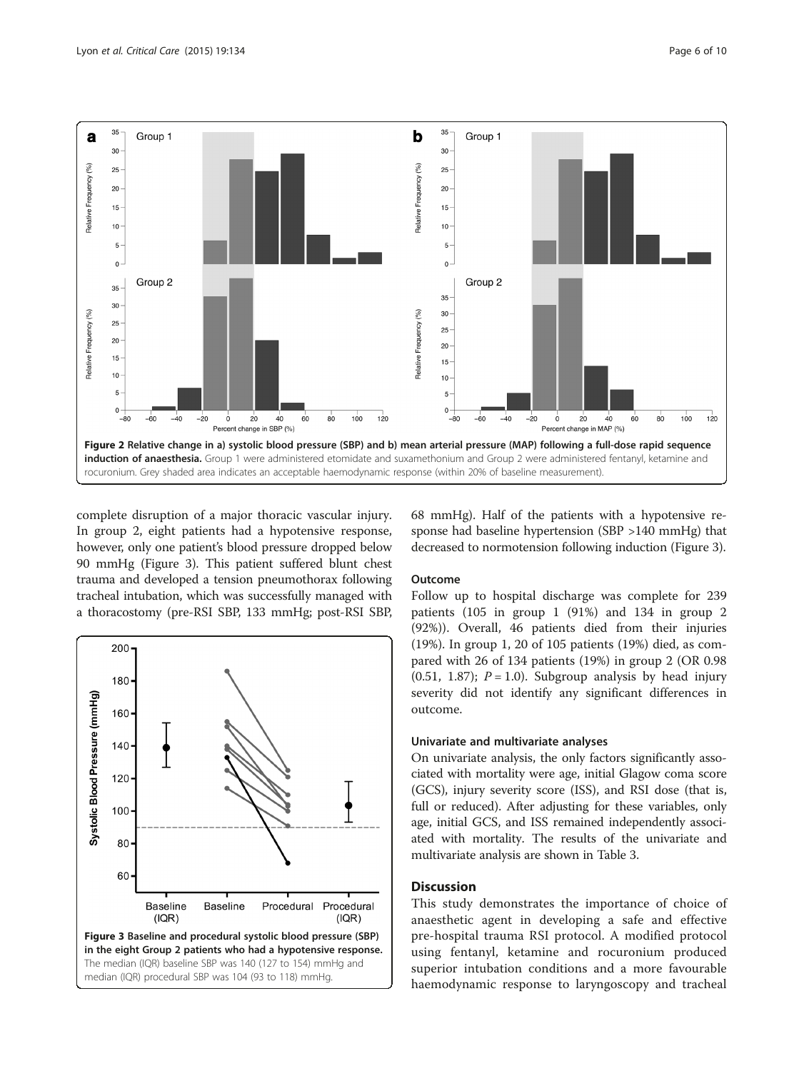**Figure 2 Relative change in a) systolic blood pressure (SBP) and b) mean arterial pressure (MAP) following a full-dose rapid sequence induction of anaesthesia.** Group 1 were administered etomidate and suxamethonium and Group 2 were administered fentanyl, ketamine and rocuronium. Grey shaded area indicates an acceptable haemodynamic response (within 20% of baseline measurement).

complete disruption of a major thoracic vascular injury. In group 2, eight patients had a hypotensive response, however, only one patient's blood pressure dropped below 90 mmHg (Figure 3). This patient suffered blunt chest trauma and developed a tension pneumothorax following tracheal intubation, which was successfully managed with a thoracostomy (pre-RSI SBP, 133 mmHg; post-RSI SBP, 68 mmHg). Half of the patients with a hypotensive response had baseline hypertension (SBP >140 mmHg) that decreased to normotension following induction (Figure 3).

**Figure 3 Baseline and procedural systolic blood pressure (SBP) in the eight Group 2 patients who had a hypotensive response.** The median (IQR) baseline SBP was 140 (127 to 154) mmHg and median (IQR) procedural SBP was 104 (93 to 118) mmHg.

### Outcome

Follow up to hospital discharge was complete for 239 patients (105 in group 1 (91%) and 134 in group 2 (92%)). Overall, 46 patients died from their injuries (19%). In group 1, 20 of 105 patients (19%) died, as compared with 26 of 134 patients (19%) in group 2 (OR 0.98 (0.51, 1.87); $P = 1.0$). Subgroup analysis by head injury severity did not identify any significant differences in outcome.

### Univariate and multivariate analyses

On univariate analysis, the only factors significantly associated with mortality were age, initial Glagow coma score (GCS), injury severity score (ISS), and RSI dose (that is, full or reduced). After adjusting for these variables, only age, initial GCS, and ISS remained independently associated with mortality. The results of the univariate and multivariate analysis are shown in Table 3.

## Discussion

This study demonstrates the importance of choice of anaesthetic agent in developing a safe and effective pre-hospital trauma RSI protocol. A modified protocol using fentanyl, ketamine and rocuronium produced superior intubation conditions and a more favourable haemodynamic response to laryngoscopy and tracheal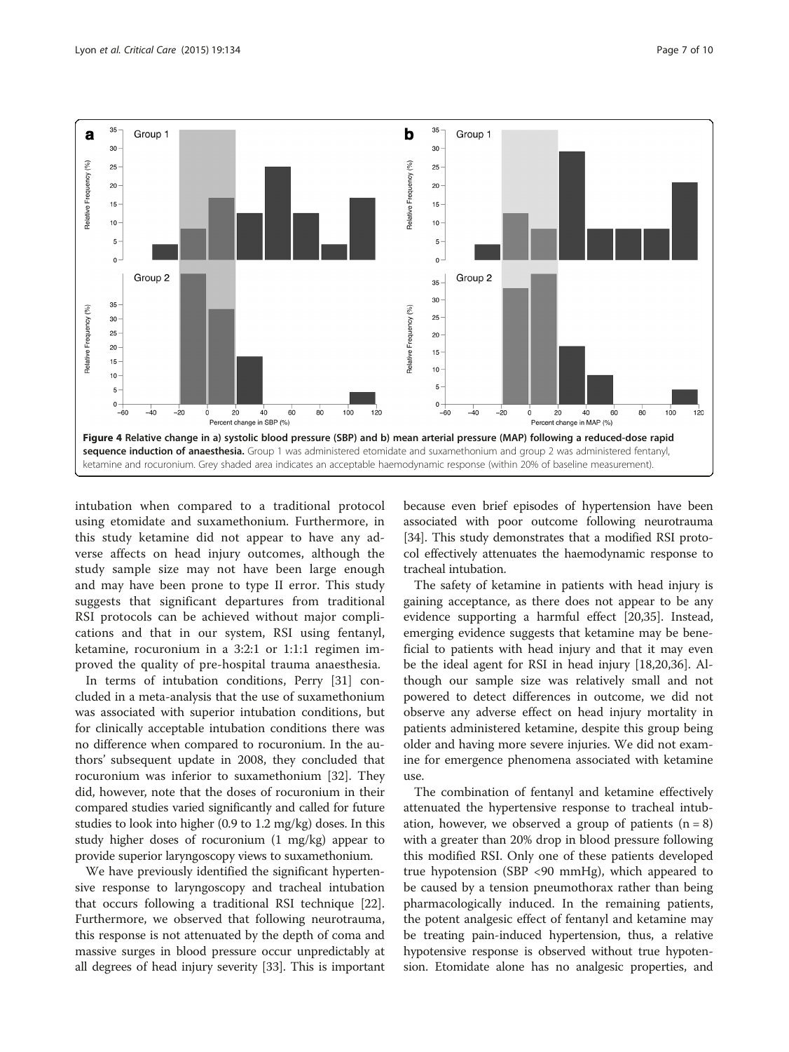**Figure 4 Relative change in a) systolic blood pressure (SBP) and b) mean arterial pressure (MAP) following a reduced-dose rapid sequence induction of anaesthesia.** Group 1 was administered etomidate and suxamethonium and group 2 was administered fentanyl, ketamine and rocuronium. Grey shaded area indicates an acceptable haemodynamic response (within 20% of baseline measurement).

intubation when compared to a traditional protocol using etomidate and suxamethonium. Furthermore, in this study ketamine did not appear to have any adverse affects on head injury outcomes, although the study sample size may not have been large enough and may have been prone to type II error. This study suggests that significant departures from traditional RSI protocols can be achieved without major complications and that in our system, RSI using fentanyl, ketamine, rocuronium in a 3:2:1 or 1:1:1 regimen improved the quality of pre-hospital trauma anaesthesia.

In terms of intubation conditions, Perry [31] concluded in a meta-analysis that the use of suxamethonium was associated with superior intubation conditions, but for clinically acceptable intubation conditions there was no difference when compared to rocuronium. In the authors' subsequent update in 2008, they concluded that rocuronium was inferior to suxamethonium [32]. They did, however, note that the doses of rocuronium in their compared studies varied significantly and called for future studies to look into higher (0.9 to 1.2 mg/kg) doses. In this study higher doses of rocuronium (1 mg/kg) appear to provide superior laryngoscopy views to suxamethonium.

We have previously identified the significant hypertensive response to laryngoscopy and tracheal intubation that occurs following a traditional RSI technique [22]. Furthermore, we observed that following neurotrauma, this response is not attenuated by the depth of coma and massive surges in blood pressure occur unpredictably at all degrees of head injury severity [33]. This is important because even brief episodes of hypertension have been associated with poor outcome following neurotrauma [34]. This study demonstrates that a modified RSI protocol effectively attenuates the haemodynamic response to tracheal intubation.

The safety of ketamine in patients with head injury is gaining acceptance, as there does not appear to be any evidence supporting a harmful effect [20,35]. Instead, emerging evidence suggests that ketamine may be beneficial to patients with head injury and that it may even be the ideal agent for RSI in head injury [18,20,36]. Although our sample size was relatively small and not powered to detect differences in outcome, we did not observe any adverse effect on head injury mortality in patients administered ketamine, despite this group being older and having more severe injuries. We did not examine for emergence phenomena associated with ketamine use.

The combination of fentanyl and ketamine effectively attenuated the hypertensive response to tracheal intubation, however, we observed a group of patients ($n = 8$) with a greater than 20% drop in blood pressure following this modified RSI. Only one of these patients developed true hypotension (SBP <90 mmHg), which appeared to be caused by a tension pneumothorax rather than being pharmacologically induced. In the remaining patients, the potent analgesic effect of fentanyl and ketamine may be treating pain-induced hypertension, thus, a relative hypotensive response is observed without true hypotension. Etomidate alone has no analgesic properties, and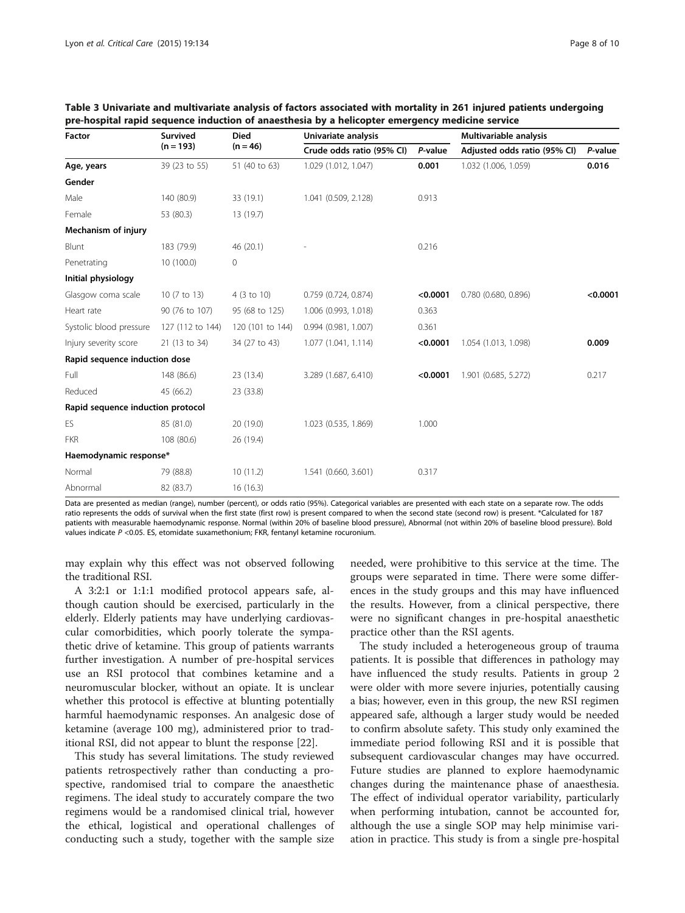**Table 3 Univariate and multivariate analysis of factors associated with mortality in 261 injured patients undergoing pre-hospital rapid sequence induction of anaesthesia by a helicopter emergency medicine service**

| Factor | Survived (n = 193) | Died (n = 46) | Univariate analysis | | Multivariable analysis | |
|---|---|---|---|---|---|---|
| | | | Crude odds ratio (95% CI) | *P*-value | Adjusted odds ratio (95% CI) | *P*-value |
| **Age, years** | 39 (23 to 55) | 51 (40 to 63) | 1.029 (1.012, 1.047) | **0.001** | 1.032 (1.006, 1.059) | **0.016** |
| **Gender** | | | | | | |
| Male | 140 (80.9) | 33 (19.1) | 1.041 (0.509, 2.128) | 0.913 | | |
| Female | 53 (80.3) | 13 (19.7) | | | | |
| **Mechanism of injury** | | | | | | |
| Blunt | 183 (79.9) | 46 (20.1) | - | 0.216 | | |
| Penetrating | 10 (100.0) | 0 | | | | |
| **Initial physiology** | | | | | | |
| Glasgow coma scale | 10 (7 to 13) | 4 (3 to 10) | 0.759 (0.724, 0.874) | **<0.0001** | 0.780 (0.680, 0.896) | **<0.0001** |
| Heart rate | 90 (76 to 107) | 95 (68 to 125) | 1.006 (0.993, 1.018) | 0.363 | | |
| Systolic blood pressure | 127 (112 to 144) | 120 (101 to 144) | 0.994 (0.981, 1.007) | 0.361 | | |
| Injury severity score | 21 (13 to 34) | 34 (27 to 43) | 1.077 (1.041, 1.114) | **<0.0001** | 1.054 (1.013, 1.098) | **0.009** |
| **Rapid sequence induction dose** | | | | | | |
| Full | 148 (86.6) | 23 (13.4) | 3.289 (1.687, 6.410) | **<0.0001** | 1.901 (0.685, 5.272) | 0.217 |
| Reduced | 45 (66.2) | 23 (33.8) | | | | |
| **Rapid sequence induction protocol** | | | | | | |
| ES | 85 (81.0) | 20 (19.0) | 1.023 (0.535, 1.869) | 1.000 | | |
| FKR | 108 (80.6) | 26 (19.4) | | | | |
| **Haemodynamic response*** | | | | | | |
| Normal | 79 (88.8) | 10 (11.2) | 1.541 (0.660, 3.601) | 0.317 | | |
| Abnormal | 82 (83.7) | 16 (16.3) | | | | |

Data are presented as median (range), number (percent), or odds ratio (95%). Categorical variables are presented with each state on a separate row. The odds ratio represents the odds of survival when the first state (first row) is present compared to when the second state (second row) is present. *Calculated for 187 patients with measurable haemodynamic response. Normal (within 20% of baseline blood pressure), Abnormal (not within 20% of baseline blood pressure). Bold values indicate $P < 0.05$. ES, etomidate suxamethonium; FKR, fentanyl ketamine rocuronium.

may explain why this effect was not observed following the traditional RSI.

A 3:2:1 or 1:1:1 modified protocol appears safe, although caution should be exercised, particularly in the elderly. Elderly patients may have underlying cardiovascular comorbidities, which poorly tolerate the sympathetic drive of ketamine. This group of patients warrants further investigation. A number of pre-hospital services use an RSI protocol that combines ketamine and a neuromuscular blocker, without an opiate. It is unclear whether this protocol is effective at blunting potentially harmful haemodynamic responses. An analgesic dose of ketamine (average 100 mg), administered prior to traditional RSI, did not appear to blunt the response [22].

This study has several limitations. The study reviewed patients retrospectively rather than conducting a prospective, randomised trial to compare the anaesthetic regimens. The ideal study to accurately compare the two regimens would be a randomised clinical trial, however the ethical, logistical and operational challenges of conducting such a study, together with the sample size needed, were prohibitive to this service at the time. The groups were separated in time. There were some differences in the study groups and this may have influenced the results. However, from a clinical perspective, there were no significant changes in pre-hospital anaesthetic practice other than the RSI agents.

The study included a heterogeneous group of trauma patients. It is possible that differences in pathology may have influenced the study results. Patients in group 2 were older with more severe injuries, potentially causing a bias; however, even in this group, the new RSI regimen appeared safe, although a larger study would be needed to confirm absolute safety. This study only examined the immediate period following RSI and it is possible that subsequent cardiovascular changes may have occurred. Future studies are planned to explore haemodynamic changes during the maintenance phase of anaesthesia. The effect of individual operator variability, particularly when performing intubation, cannot be accounted for, although the use a single SOP may help minimise variation in practice. This study is from a single pre-hospital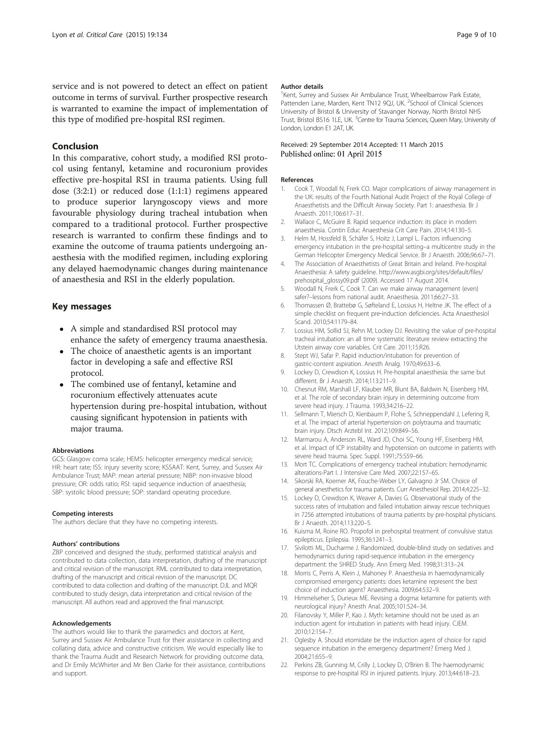service and is not powered to detect an effect on patient outcome in terms of survival. Further prospective research is warranted to examine the impact of implementation of this type of modified pre-hospital RSI regimen.

## Conclusion

In this comparative, cohort study, a modified RSI protocol using fentanyl, ketamine and rocuronium provides effective pre-hospital RSI in trauma patients. Using full dose (3:2:1) or reduced dose (1:1:1) regimens appeared to produce superior laryngoscopy views and more favourable physiology during tracheal intubation when compared to a traditional protocol. Further prospective research is warranted to confirm these findings and to examine the outcome of trauma patients undergoing anaesthesia with the modified regimen, including exploring any delayed haemodynamic changes during maintenance of anaesthesia and RSI in the elderly population.

## Key messages

- A simple and standardised RSI protocol may enhance the safety of emergency trauma anaesthesia.
- The choice of anaesthetic agents is an important factor in developing a safe and effective RSI protocol.
- The combined use of fentanyl, ketamine and rocuronium effectively attenuates acute hypertension during pre-hospital intubation, without causing significant hypotension in patients with major trauma.

#### Abbreviations

GCS: Glasgow coma scale; HEMS: helicopter emergency medical service; HR: heart rate; ISS: injury severity score; KSSAAT: Kent, Surrey, and Sussex Air Ambulance Trust; MAP: mean arterial pressure; NIBP: non-invasive blood pressure; OR: odds ratio; RSI: rapid sequence induction of anaesthesia; SBP: systolic blood pressure; SOP: standard operating procedure.

#### Competing interests

The authors declare that they have no competing interests.

#### Authors' contributions

ZBP conceived and designed the study, performed statistical analysis and contributed to data collection, data interpretation, drafting of the manuscript and critical revision of the manuscript. RML contributed to data interpretation, drafting of the manuscript and critical revision of the manuscript. DC contributed to data collection and drafting of the manuscript. DJL and MQR contributed to study design, data interpretation and critical revision of the manuscript. All authors read and approved the final manuscript.

#### Acknowledgements

The authors would like to thank the paramedics and doctors at Kent, Surrey and Sussex Air Ambulance Trust for their assistance in collecting and collating data, advice and constructive criticism. We would especially like to thank the Trauma Audit and Research Network for providing outcome data, and Dr Emily McWhirter and Mr Ben Clarke for their assistance, contributions and support.

#### Author details

[1]Kent, Surrey and Sussex Air Ambulance Trust, Wheelbarrow Park Estate, Pattenden Lane, Marden, Kent TN12 9QJ, UK. [2]School of Clinical Sciences University of Bristol & University of Stavanger Norway, North Bristol NHS Trust, Bristol BS16 1LE, UK. [3]Centre for Trauma Sciences, Queen Mary, University of London, London E1 2AT, UK.

Received: 29 September 2014 Accepted: 11 March 2015
Published online: 01 April 2015

#### References

1. Cook T, Woodall N, Frerk CO. Major complications of airway management in the UK: results of the Fourth National Audit Project of the Royal College of Anaesthetists and the Difficult Airway Society. Part 1: anaesthesia. Br J Anaesth. 2011;106:617–31.
2. Wallace C, McGuire B. Rapid sequence induction: its place in modern anaesthesia. Contin Educ Anaesthesia Crit Care Pain. 2014;14:130–5.
3. Helm M, Hossfeld B, Schäfer S, Hoitz J, Lampl L. Factors influencing emergency intubation in the pre-hospital setting–a multicentre study in the German Helicopter Emergency Medical Service. Br J Anaesth. 2006;96:67–71.
4. The Association of Anaesthetists of Great Britain and Ireland. Pre-hospital Anaesthesia: A safety guideline. http://www.asgbi.org/sites/default/files/prehospital_glossy09.pdf (2009). Accessed 17 August 2014.
5. Woodall N, Frerk C, Cook T. Can we make airway management (even) safer?–lessons from national audit. Anaesthesia. 2011;66:27–33.
6. Thomassen Ø, Brattebø G, Søfteland E, Lossius H, Heltne JK. The effect of a simple checklist on frequent pre-induction deficiencies. Acta Anaesthesiol Scand. 2010;54:1179–84.
7. Lossius HM, Sollid SJ, Rehn M, Lockey DJ. Revisiting the value of pre-hospital tracheal intubation: an all time systematic literature review extracting the Utstein airway core variables. Crit Care. 2011;15:R26.
8. Stept WJ, Safar P. Rapid induction/intubation for prevention of gastric-content aspiration. Anesth Analg. 1970;49:633–6.
9. Lockey D, Crewdson K, Lossius H. Pre-hospital anaesthesia: the same but different. Br J Anaesth. 2014;113:211–9.
10. Chesnut RM, Marshall LF, Klauber MR, Blunt BA, Baldwin N, Eisenberg HM, et al. The role of secondary brain injury in determining outcome from severe head injury. J Trauma. 1993;34:216–22.
11. Sellmann T, Miersch D, Kienbaum P, Flohe S, Schneppendahl J, Lefering R, et al. The impact of arterial hypertension on polytrauma and traumatic brain injury. Dtsch Arztebl Int. 2012;109:849–56.
12. Marmarou A, Anderson RL, Ward JD, Choi SC, Young HF, Eisenberg HM, et al. Impact of ICP instability and hypotension on outcome in patients with severe head trauma. Spec Suppl. 1991;75:S59–66.
13. Mort TC. Complications of emergency tracheal intubation: hemodynamic alterations-Part I. J Intensive Care Med. 2007;22:157–65.
14. Sikorski RA, Koerner AK, Fouche-Weber LY, Galvagno Jr SM. Choice of general anesthetics for trauma patients. Curr Anesthesiol Rep. 2014;4:225–32.
15. Lockey D, Crewdson K, Weaver A, Davies G. Observational study of the success rates of intubation and failed intubation airway rescue techniques in 7256 attempted intubations of trauma patients by pre-hospital physicians. Br J Anaesth. 2014;113:220–5.
16. Kuisma M, Roine RO. Propofol in prehospital treatment of convulsive status epilepticus. Epilepsia. 1995;36:1241–3.
17. Sivilotti ML, Ducharme J. Randomized, double-blind study on sedatives and hemodynamics during rapid-sequence intubation in the emergency department: the SHRED Study. Ann Emerg Med. 1998;31:313–24.
18. Morris C, Perris A, Klein J, Mahoney P. Anaesthesia in haemodynamically compromised emergency patients: does ketamine represent the best choice of induction agent? Anaesthesia. 2009;64:532–9.
19. Himmelseher S, Durieux ME. Revising a dogma: ketamine for patients with neurological injury? Anesth Anal. 2005;101:524–34.
20. Filanovsky Y, Miller P, Kao J. Myth: ketamine should not be used as an induction agent for intubation in patients with head injury. CJEM. 2010;12:154–7.
21. Oglesby A. Should etomidate be the induction agent of choice for rapid sequence intubation in the emergency department? Emerg Med J. 2004;21:655–9.
22. Perkins ZB, Gunning M, Crilly J, Lockey D, O'Brien B. The haemodynamic response to pre-hospital RSI in injured patients. Injury. 2013;44:618–23.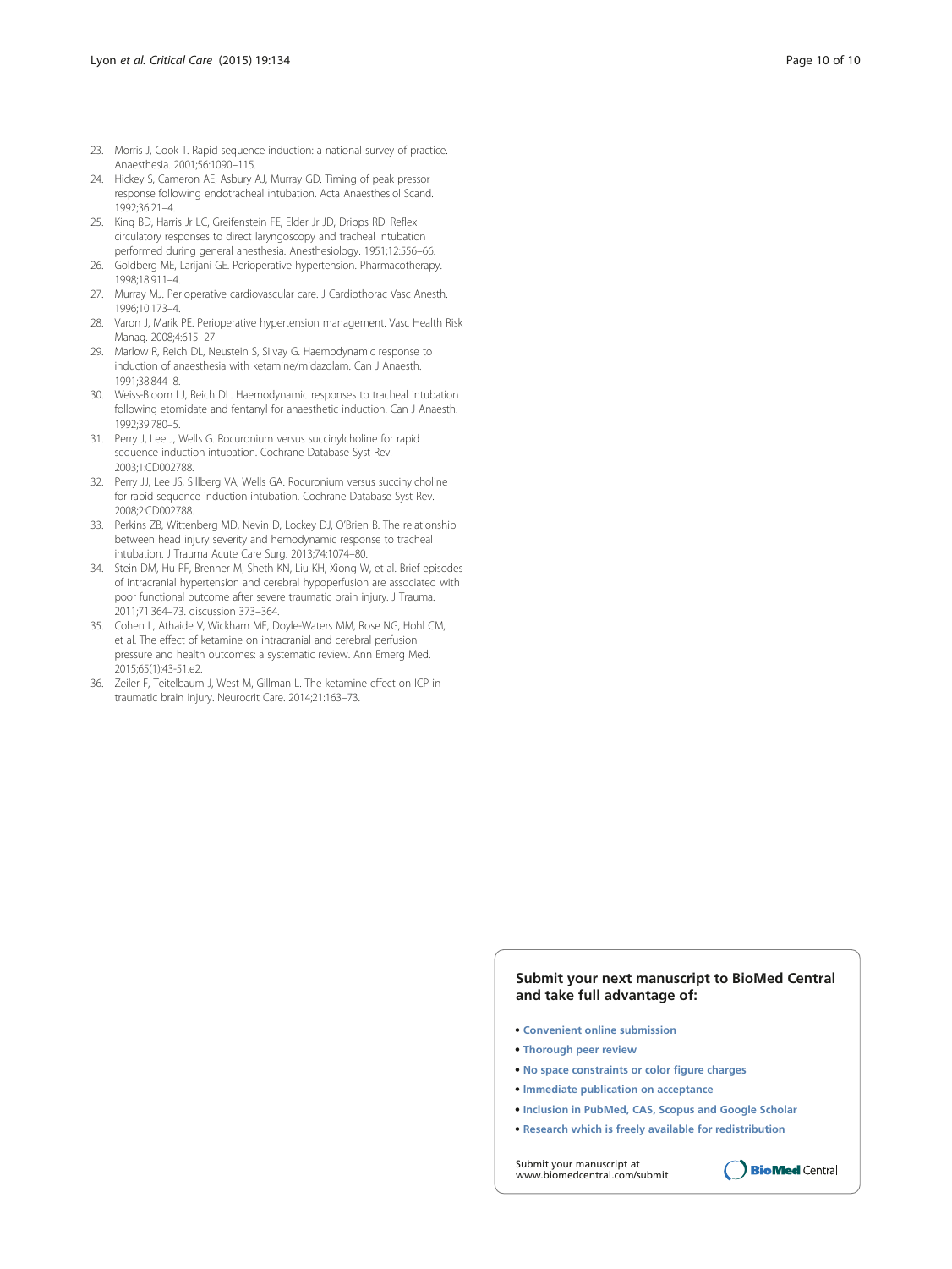23. Morris J, Cook T. Rapid sequence induction: a national survey of practice. Anaesthesia. 2001;56:1090–115.
24. Hickey S, Cameron AE, Asbury AJ, Murray GD. Timing of peak pressor response following endotracheal intubation. Acta Anaesthesiol Scand. 1992;36:21–4.
25. King BD, Harris Jr LC, Greifenstein FE, Elder Jr JD, Dripps RD. Reflex circulatory responses to direct laryngoscopy and tracheal intubation performed during general anesthesia. Anesthesiology. 1951;12:556–66.
26. Goldberg ME, Larijani GE. Perioperative hypertension. Pharmacotherapy. 1998;18:911–4.
27. Murray MJ. Perioperative cardiovascular care. J Cardiothorac Vasc Anesth. 1996;10:173–4.
28. Varon J, Marik PE. Perioperative hypertension management. Vasc Health Risk Manag. 2008;4:615–27.
29. Marlow R, Reich DL, Neustein S, Silvay G. Haemodynamic response to induction of anaesthesia with ketamine/midazolam. Can J Anaesth. 1991;38:844–8.
30. Weiss-Bloom LJ, Reich DL. Haemodynamic responses to tracheal intubation following etomidate and fentanyl for anaesthetic induction. Can J Anaesth. 1992;39:780–5.
31. Perry J, Lee J, Wells G. Rocuronium versus succinylcholine for rapid sequence induction intubation. Cochrane Database Syst Rev. 2003;1:CD002788.
32. Perry JJ, Lee JS, Sillberg VA, Wells GA. Rocuronium versus succinylcholine for rapid sequence induction intubation. Cochrane Database Syst Rev. 2008;2:CD002788.
33. Perkins ZB, Wittenberg MD, Nevin D, Lockey DJ, O'Brien B. The relationship between head injury severity and hemodynamic response to tracheal intubation. J Trauma Acute Care Surg. 2013;74:1074–80.
34. Stein DM, Hu PF, Brenner M, Sheth KN, Liu KH, Xiong W, et al. Brief episodes of intracranial hypertension and cerebral hypoperfusion are associated with poor functional outcome after severe traumatic brain injury. J Trauma. 2011;71:364–73. discussion 373–364.
35. Cohen L, Athaide V, Wickham ME, Doyle-Waters MM, Rose NG, Hohl CM, et al. The effect of ketamine on intracranial and cerebral perfusion pressure and health outcomes: a systematic review. Ann Emerg Med. 2015;65(1):43-51.e2.
36. Zeiler F, Teitelbaum J, West M, Gillman L. The ketamine effect on ICP in traumatic brain injury. Neurocrit Care. 2014;21:163–73.

**Submit your next manuscript to BioMed Central and take full advantage of:**

- **Convenient online submission**
- **Thorough peer review**
- **No space constraints or color figure charges**
- **Immediate publication on acceptance**
- **Inclusion in PubMed, CAS, Scopus and Google Scholar**
- **Research which is freely available for redistribution**

Submit your manuscript at
www.biomedcentral.com/submit

BioMed Central